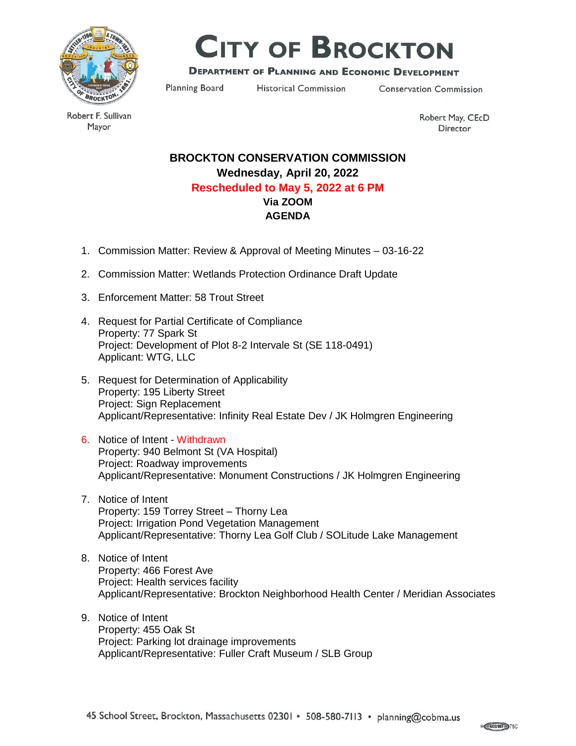# City of Brockton

**Department of Planning and Economic Development**

Planning Board | Historical Commission | Conservation Commission

Robert F. Sullivan
Mayor

Robert May, CEcD
Director

## BROCKTON CONSERVATION COMMISSION

**Wednesday, April 20, 2022**

**Rescheduled to May 5, 2022 at 6 PM**

**Via ZOOM**

**AGENDA**

1. Commission Matter: Review & Approval of Meeting Minutes – 03-16-22

2. Commission Matter: Wetlands Protection Ordinance Draft Update

3. Enforcement Matter: 58 Trout Street

4. Request for Partial Certificate of Compliance
   Property: 77 Spark St
   Project: Development of Plot 8-2 Intervale St (SE 118-0491)
   Applicant: WTG, LLC

5. Request for Determination of Applicability
   Property: 195 Liberty Street
   Project: Sign Replacement
   Applicant/Representative: Infinity Real Estate Dev / JK Holmgren Engineering

6. Notice of Intent - Withdrawn
   Property: 940 Belmont St (VA Hospital)
   Project: Roadway improvements
   Applicant/Representative: Monument Constructions / JK Holmgren Engineering

7. Notice of Intent
   Property: 159 Torrey Street – Thorny Lea
   Project: Irrigation Pond Vegetation Management
   Applicant/Representative: Thorny Lea Golf Club / SOLitude Lake Management

8. Notice of Intent
   Property: 466 Forest Ave
   Project: Health services facility
   Applicant/Representative: Brockton Neighborhood Health Center / Meridian Associates

9. Notice of Intent
   Property: 455 Oak St
   Project: Parking lot drainage improvements
   Applicant/Representative: Fuller Craft Museum / SLB Group

45 School Street, Brockton, Massachusetts 02301 • 508-580-7113 • planning@cobma.us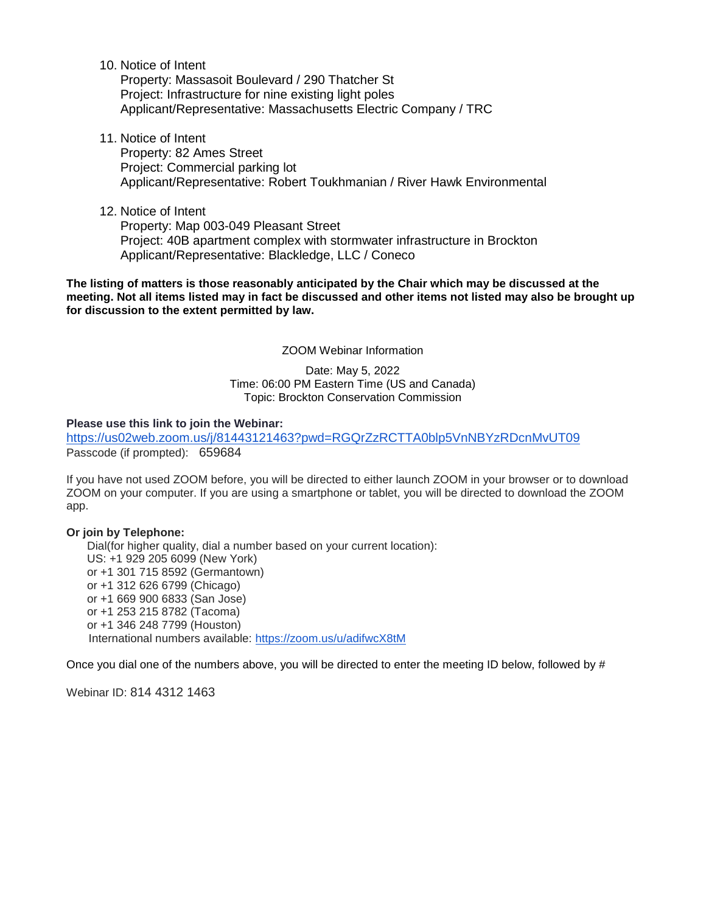10. Notice of Intent
    Property: Massasoit Boulevard / 290 Thatcher St
    Project: Infrastructure for nine existing light poles
    Applicant/Representative: Massachusetts Electric Company / TRC

11. Notice of Intent
    Property: 82 Ames Street
    Project: Commercial parking lot
    Applicant/Representative: Robert Toukhmanian / River Hawk Environmental

12. Notice of Intent
    Property: Map 003-049 Pleasant Street
    Project: 40B apartment complex with stormwater infrastructure in Brockton
    Applicant/Representative: Blackledge, LLC / Coneco

**The listing of matters is those reasonably anticipated by the Chair which may be discussed at the meeting. Not all items listed may in fact be discussed and other items not listed may also be brought up for discussion to the extent permitted by law.**

ZOOM Webinar Information

Date: May 5, 2022
Time: 06:00 PM Eastern Time (US and Canada)
Topic: Brockton Conservation Commission

**Please use this link to join the Webinar:**
https://us02web.zoom.us/j/81443121463?pwd=RGQrZzRCTTA0blp5VnNBYzRDcnMvUT09
Passcode (if prompted): 659684

If you have not used ZOOM before, you will be directed to either launch ZOOM in your browser or to download ZOOM on your computer. If you are using a smartphone or tablet, you will be directed to download the ZOOM app.

**Or join by Telephone:**
Dial(for higher quality, dial a number based on your current location):
US: +1 929 205 6099 (New York)
or +1 301 715 8592 (Germantown)
or +1 312 626 6799 (Chicago)
or +1 669 900 6833 (San Jose)
or +1 253 215 8782 (Tacoma)
or +1 346 248 7799 (Houston)
International numbers available: https://zoom.us/u/adifwcX8tM

Once you dial one of the numbers above, you will be directed to enter the meeting ID below, followed by #

Webinar ID: 814 4312 1463